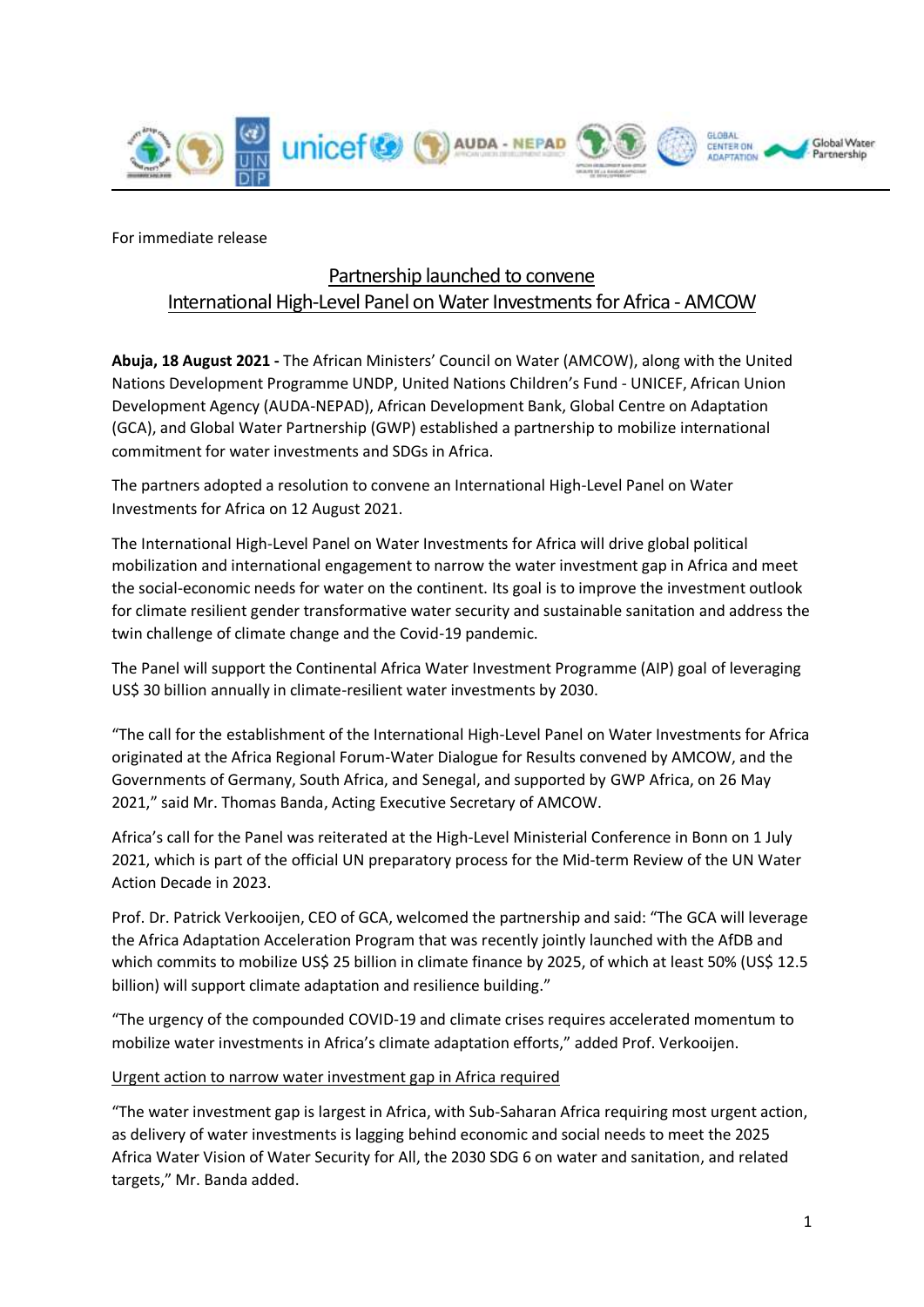For immediate release

# Partnership launched to convene International High-Level Panel on Water Investments for Africa - AMCOW

**Abuja, 18 August 2021 -** The African Ministers' Council on Water (AMCOW), along with the United Nations Development Programme UNDP, United Nations Children's Fund - UNICEF, African Union Development Agency (AUDA-NEPAD), African Development Bank, Global Centre on Adaptation (GCA), and Global Water Partnership (GWP) established a partnership to mobilize international commitment for water investments and SDGs in Africa.

The partners adopted a resolution to convene an International High-Level Panel on Water Investments for Africa on 12 August 2021.

The International High-Level Panel on Water Investments for Africa will drive global political mobilization and international engagement to narrow the water investment gap in Africa and meet the social-economic needs for water on the continent. Its goal is to improve the investment outlook for climate resilient gender transformative water security and sustainable sanitation and address the twin challenge of climate change and the Covid-19 pandemic.

The Panel will support the Continental Africa Water Investment Programme (AIP) goal of leveraging US$ 30 billion annually in climate-resilient water investments by 2030.

"The call for the establishment of the International High-Level Panel on Water Investments for Africa originated at the Africa Regional Forum-Water Dialogue for Results convened by AMCOW, and the Governments of Germany, South Africa, and Senegal, and supported by GWP Africa, on 26 May 2021," said Mr. Thomas Banda, Acting Executive Secretary of AMCOW.

Africa's call for the Panel was reiterated at the High-Level Ministerial Conference in Bonn on 1 July 2021, which is part of the official UN preparatory process for the Mid-term Review of the UN Water Action Decade in 2023.

Prof. Dr. Patrick Verkooijen, CEO of GCA, welcomed the partnership and said: "The GCA will leverage the Africa Adaptation Acceleration Program that was recently jointly launched with the AfDB and which commits to mobilize US$ 25 billion in climate finance by 2025, of which at least 50% (US$ 12.5 billion) will support climate adaptation and resilience building."

"The urgency of the compounded COVID-19 and climate crises requires accelerated momentum to mobilize water investments in Africa's climate adaptation efforts," added Prof. Verkooijen.

## Urgent action to narrow water investment gap in Africa required

"The water investment gap is largest in Africa, with Sub-Saharan Africa requiring most urgent action, as delivery of water investments is lagging behind economic and social needs to meet the 2025 Africa Water Vision of Water Security for All, the 2030 SDG 6 on water and sanitation, and related targets," Mr. Banda added.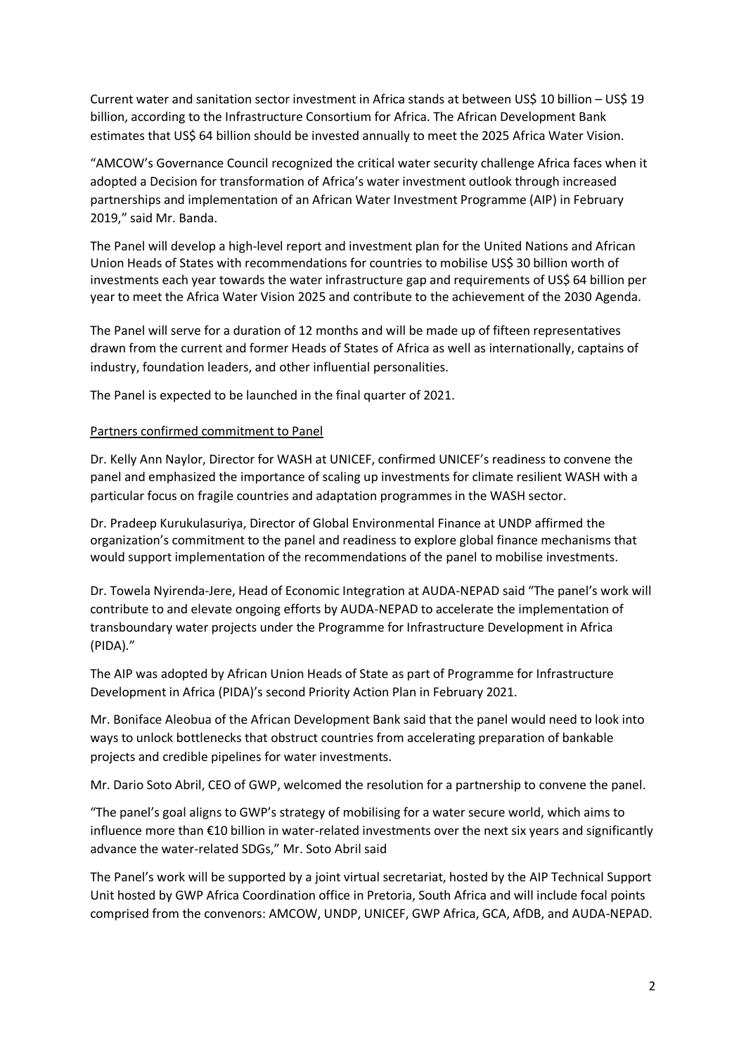Current water and sanitation sector investment in Africa stands at between US$ 10 billion – US$ 19 billion, according to the Infrastructure Consortium for Africa. The African Development Bank estimates that US$ 64 billion should be invested annually to meet the 2025 Africa Water Vision.

"AMCOW's Governance Council recognized the critical water security challenge Africa faces when it adopted a Decision for transformation of Africa's water investment outlook through increased partnerships and implementation of an African Water Investment Programme (AIP) in February 2019," said Mr. Banda.

The Panel will develop a high-level report and investment plan for the United Nations and African Union Heads of States with recommendations for countries to mobilise US$ 30 billion worth of investments each year towards the water infrastructure gap and requirements of US$ 64 billion per year to meet the Africa Water Vision 2025 and contribute to the achievement of the 2030 Agenda.

The Panel will serve for a duration of 12 months and will be made up of fifteen representatives drawn from the current and former Heads of States of Africa as well as internationally, captains of industry, foundation leaders, and other influential personalities.

The Panel is expected to be launched in the final quarter of 2021.

Partners confirmed commitment to Panel

Dr. Kelly Ann Naylor, Director for WASH at UNICEF, confirmed UNICEF's readiness to convene the panel and emphasized the importance of scaling up investments for climate resilient WASH with a particular focus on fragile countries and adaptation programmes in the WASH sector.

Dr. Pradeep Kurukulasuriya, Director of Global Environmental Finance at UNDP affirmed the organization's commitment to the panel and readiness to explore global finance mechanisms that would support implementation of the recommendations of the panel to mobilise investments.

Dr. Towela Nyirenda-Jere, Head of Economic Integration at AUDA-NEPAD said "The panel's work will contribute to and elevate ongoing efforts by AUDA-NEPAD to accelerate the implementation of transboundary water projects under the Programme for Infrastructure Development in Africa (PIDA)."

The AIP was adopted by African Union Heads of State as part of Programme for Infrastructure Development in Africa (PIDA)'s second Priority Action Plan in February 2021.

Mr. Boniface Aleobua of the African Development Bank said that the panel would need to look into ways to unlock bottlenecks that obstruct countries from accelerating preparation of bankable projects and credible pipelines for water investments.

Mr. Dario Soto Abril, CEO of GWP, welcomed the resolution for a partnership to convene the panel.

"The panel's goal aligns to GWP's strategy of mobilising for a water secure world, which aims to influence more than €10 billion in water-related investments over the next six years and significantly advance the water-related SDGs," Mr. Soto Abril said

The Panel's work will be supported by a joint virtual secretariat, hosted by the AIP Technical Support Unit hosted by GWP Africa Coordination office in Pretoria, South Africa and will include focal points comprised from the convenors: AMCOW, UNDP, UNICEF, GWP Africa, GCA, AfDB, and AUDA-NEPAD.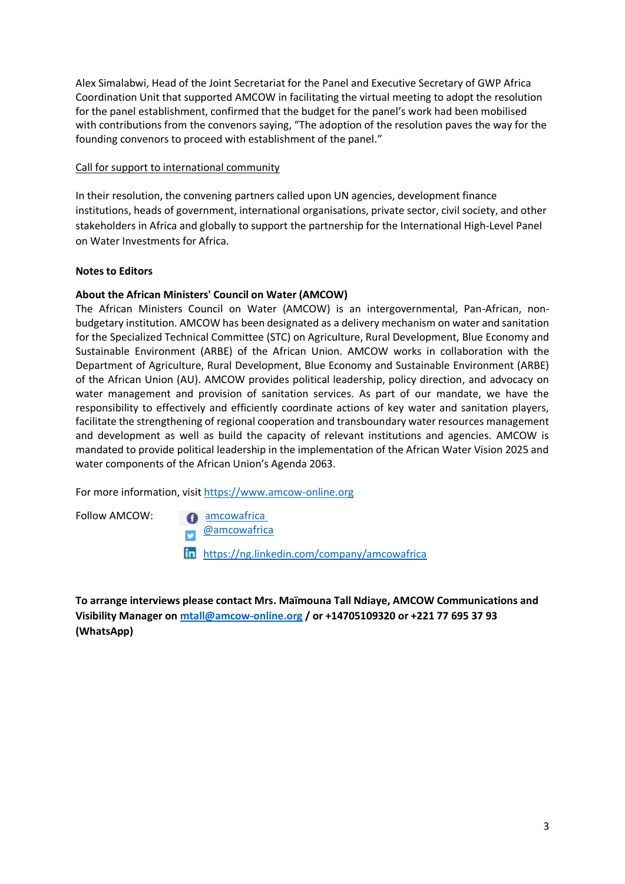Alex Simalabwi, Head of the Joint Secretariat for the Panel and Executive Secretary of GWP Africa Coordination Unit that supported AMCOW in facilitating the virtual meeting to adopt the resolution for the panel establishment, confirmed that the budget for the panel's work had been mobilised with contributions from the convenors saying, "The adoption of the resolution paves the way for the founding convenors to proceed with establishment of the panel."

Call for support to international community

In their resolution, the convening partners called upon UN agencies, development finance institutions, heads of government, international organisations, private sector, civil society, and other stakeholders in Africa and globally to support the partnership for the International High-Level Panel on Water Investments for Africa.

**Notes to Editors**

**About the African Ministers' Council on Water (AMCOW)**

The African Ministers Council on Water (AMCOW) is an intergovernmental, Pan-African, non-budgetary institution. AMCOW has been designated as a delivery mechanism on water and sanitation for the Specialized Technical Committee (STC) on Agriculture, Rural Development, Blue Economy and Sustainable Environment (ARBE) of the African Union. AMCOW works in collaboration with the Department of Agriculture, Rural Development, Blue Economy and Sustainable Environment (ARBE) of the African Union (AU). AMCOW provides political leadership, policy direction, and advocacy on water management and provision of sanitation services. As part of our mandate, we have the responsibility to effectively and efficiently coordinate actions of key water and sanitation players, facilitate the strengthening of regional cooperation and transboundary water resources management and development as well as build the capacity of relevant institutions and agencies. AMCOW is mandated to provide political leadership in the implementation of the African Water Vision 2025 and water components of the African Union's Agenda 2063.

For more information, visit https://www.amcow-online.org

Follow AMCOW:
- amcowafrica
- @amcowafrica
- https://ng.linkedin.com/company/amcowafrica

**To arrange interviews please contact Mrs. Maïmouna Tall Ndiaye, AMCOW Communications and Visibility Manager on mtall@amcow-online.org / or +14705109320 or +221 77 695 37 93 (WhatsApp)**